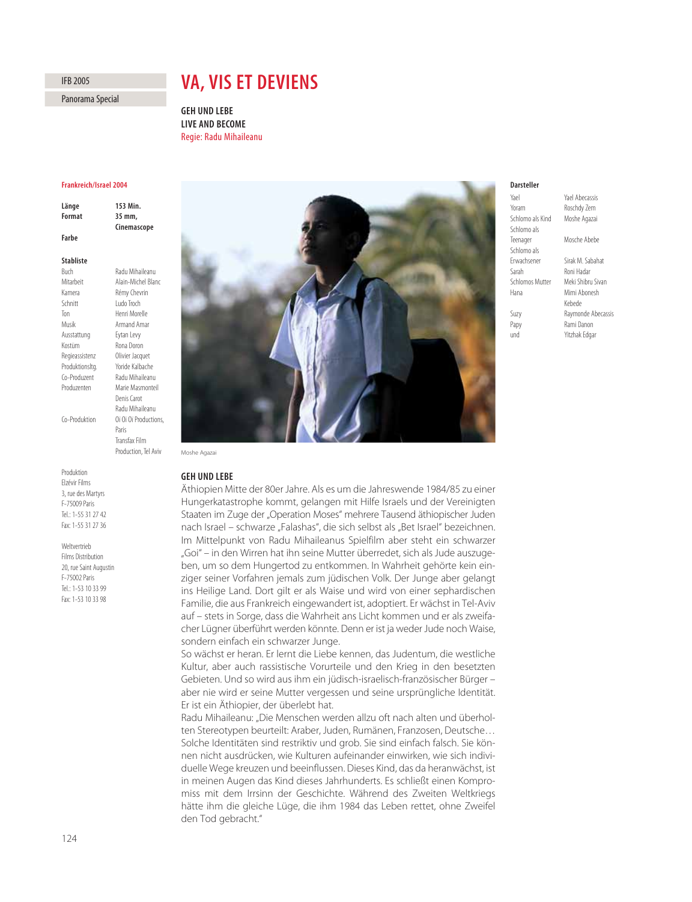IFB 2005

Panorama Special

# VA, VIS ET DEVIENS

**GEH UND LEBE**
**LIVE AND BECOME**
Regie: Radu Mihaileanu

**Frankreich/Israel 2004**

| | |
|---|---|
| **Länge** | **153 Min.** |
| **Format** | **35 mm, Cinemascope** |
| **Farbe** | |

**Stabliste**

| | |
|---|---|
| Buch | Radu Mihaileanu |
| Mitarbeit | Alain-Michel Blanc |
| Kamera | Rémy Chevrin |
| Schnitt | Ludo Troch |
| Ton | Henri Morelle |
| Musik | Armand Amar |
| Ausstattung | Eytan Levy |
| Kostüm | Rona Doron |
| Regieassistenz | Olivier Jacquet |
| Produktionsltg. | Yoride Kalbache |
| Co-Produzent | Radu Mihaileanu |
| Produzenten | Marie Masmonteil<br>Denis Carot<br>Radu Mihaileanu |
| Co-Produktion | Oi Oi Oi Productions, Paris<br>Transfax Film Production, Tel Aviv |

Produktion
Elzévir Films
3, rue des Martyrs
F-75009 Paris
Tel.: 1-55 31 27 42
Fax: 1-55 31 27 36

Weltvertrieb
Films Distribution
20, rue Saint Augustin
F-75002 Paris
Tel.: 1-53 10 33 99
Fax: 1-53 10 33 98

**Darsteller**

| | |
|---|---|
| Yael | Yael Abecassis |
| Yoram | Roschdy Zem |
| Schlomo als Kind | Moshe Agazai |
| Schlomo als Teenager | Mosche Abebe |
| Schlomo als Erwachsener | Sirak M. Sabahat |
| Sarah | Roni Hadar |
| Schlomos Mutter | Meki Shibru Sivan |
| Hana | Mimi Abonesh Kebede |
| Suzy | Raymonde Abecassis |
| Papy | Rami Danon |
| und | Yitzhak Edgar |

Moshe Agazai

## GEH UND LEBE

Äthiopien Mitte der 80er Jahre. Als es um die Jahreswende 1984/85 zu einer Hungerkatastrophe kommt, gelangen mit Hilfe Israels und der Vereinigten Staaten im Zuge der „Operation Moses" mehrere Tausend äthiopischer Juden nach Israel – schwarze „Falashas", die sich selbst als „Bet Israel" bezeichnen. Im Mittelpunkt von Radu Mihaileanus Spielfilm aber steht ein schwarzer „Goi" – in den Wirren hat ihn seine Mutter überredet, sich als Jude auszugeben, um so dem Hungertod zu entkommen. In Wahrheit gehörte kein einziger seiner Vorfahren jemals zum jüdischen Volk. Der Junge aber gelangt ins Heilige Land. Dort gilt er als Waise und wird von einer sephardischen Familie, die aus Frankreich eingewandert ist, adoptiert. Er wächst in Tel-Aviv auf – stets in Sorge, dass die Wahrheit ans Licht kommen und er als zweifacher Lügner überführt werden könnte. Denn er ist ja weder Jude noch Waise, sondern einfach ein schwarzer Junge.

So wächst er heran. Er lernt die Liebe kennen, das Judentum, die westliche Kultur, aber auch rassistische Vorurteile und den Krieg in den besetzten Gebieten. Und so wird aus ihm ein jüdisch-israelisch-französischer Bürger – aber nie wird er seine Mutter vergessen und seine ursprüngliche Identität. Er ist ein Äthiopier, der überlebt hat.

Radu Mihaileanu: „Die Menschen werden allzu oft nach alten und überholten Stereotypen beurteilt: Araber, Juden, Rumänen, Franzosen, Deutsche… Solche Identitäten sind restriktiv und grob. Sie sind einfach falsch. Sie können nicht ausdrücken, wie Kulturen aufeinander einwirken, wie sich individuelle Wege kreuzen und beeinflussen. Dieses Kind, das da heranwächst, ist in meinen Augen das Kind dieses Jahrhunderts. Es schließt einen Kompromiss mit dem Irrsinn der Geschichte. Während des Zweiten Weltkriegs hätte ihm die gleiche Lüge, die ihm 1984 das Leben rettet, ohne Zweifel den Tod gebracht."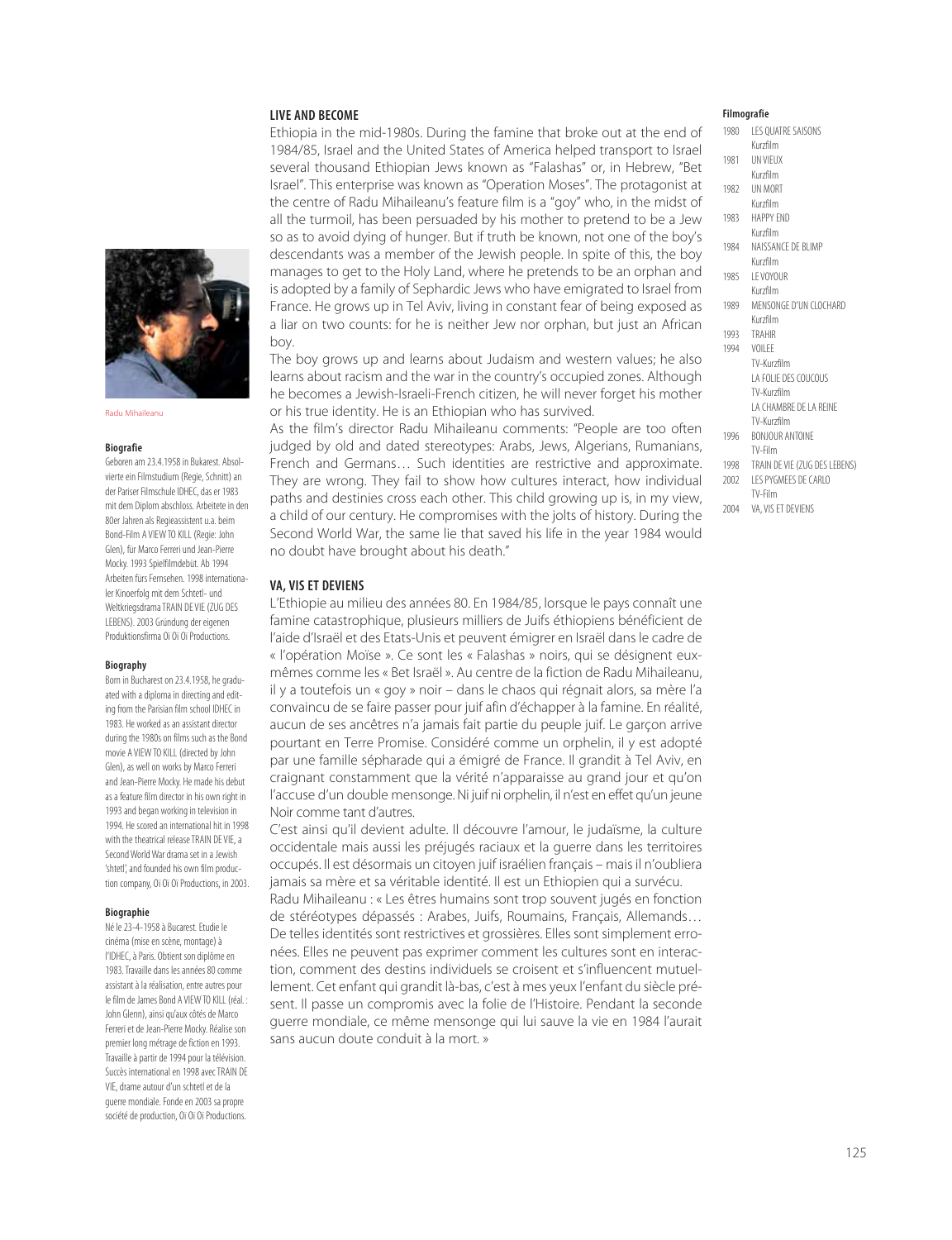## LIVE AND BECOME

Ethiopia in the mid-1980s. During the famine that broke out at the end of 1984/85, Israel and the United States of America helped transport to Israel several thousand Ethiopian Jews known as "Falashas" or, in Hebrew, "Bet Israel". This enterprise was known as "Operation Moses". The protagonist at the centre of Radu Mihaileanu's feature film is a "goy" who, in the midst of all the turmoil, has been persuaded by his mother to pretend to be a Jew so as to avoid dying of hunger. But if truth be known, not one of the boy's descendants was a member of the Jewish people. In spite of this, the boy manages to get to the Holy Land, where he pretends to be an orphan and is adopted by a family of Sephardic Jews who have emigrated to Israel from France. He grows up in Tel Aviv, living in constant fear of being exposed as a liar on two counts: for he is neither Jew nor orphan, but just an African boy.

The boy grows up and learns about Judaism and western values; he also learns about racism and the war in the country's occupied zones. Although he becomes a Jewish-Israeli-French citizen, he will never forget his mother or his true identity. He is an Ethiopian who has survived.

As the film's director Radu Mihaileanu comments: "People are too often judged by old and dated stereotypes: Arabs, Jews, Algerians, Rumanians, French and Germans… Such identities are restrictive and approximate. They are wrong. They fail to show how cultures interact, how individual paths and destinies cross each other. This child growing up is, in my view, a child of our century. He compromises with the jolts of history. During the Second World War, the same lie that saved his life in the year 1984 would no doubt have brought about his death."

## VA, VIS ET DEVIENS

L'Ethiopie au milieu des années 80. En 1984/85, lorsque le pays connaît une famine catastrophique, plusieurs milliers de Juifs éthiopiens bénéficient de l'aide d'Israël et des Etats-Unis et peuvent émigrer en Israël dans le cadre de « l'opération Moïse ». Ce sont les « Falashas » noirs, qui se désignent eux-mêmes comme les « Bet Israël ». Au centre de la fiction de Radu Mihaileanu, il y a toutefois un « goy » noir – dans le chaos qui régnait alors, sa mère l'a convaincu de se faire passer pour juif afin d'échapper à la famine. En réalité, aucun de ses ancêtres n'a jamais fait partie du peuple juif. Le garçon arrive pourtant en Terre Promise. Considéré comme un orphelin, il y est adopté par une famille sépharade qui a émigré de France. Il grandit à Tel Aviv, en craignant constamment que la vérité n'apparaisse au grand jour et qu'on l'accuse d'un double mensonge. Ni juif ni orphelin, il n'est en effet qu'un jeune Noir comme tant d'autres.

C'est ainsi qu'il devient adulte. Il découvre l'amour, le judaïsme, la culture occidentale mais aussi les préjugés raciaux et la guerre dans les territoires occupés. Il est désormais un citoyen juif israélien français – mais il n'oubliera jamais sa mère et sa véritable identité. Il est un Ethiopien qui a survécu.

Radu Mihaileanu : « Les êtres humains sont trop souvent jugés en fonction de stéréotypes dépassés : Arabes, Juifs, Roumains, Français, Allemands… De telles identités sont restrictives et grossières. Elles sont simplement erronées. Elles ne peuvent pas exprimer comment les cultures sont en interaction, comment des destins individuels se croisent et s'influencent mutuellement. Cet enfant qui grandit là-bas, c'est à mes yeux l'enfant du siècle présent. Il passe un compromis avec la folie de l'Histoire. Pendant la seconde guerre mondiale, ce même mensonge qui lui sauve la vie en 1984 l'aurait sans aucun doute conduit à la mort. »

Radu Mihaileanu

**Biografie**

Geboren am 23.4.1958 in Bukarest. Absolvierte ein Filmstudium (Regie, Schnitt) an der Pariser Filmschule IDHEC, das er 1983 mit dem Diplom abschloss. Arbeitete in den 80er Jahren als Regieassistent u.a. beim Bond-Film A VIEW TO KILL (Regie: John Glen), für Marco Ferreri und Jean-Pierre Mocky. 1993 Spielfilmdebüt. Ab 1994 Arbeiten fürs Fernsehen. 1998 internationaler Kinoerfolg mit dem Schtetl- und Weltkriegsdrama TRAIN DE VIE (ZUG DES LEBENS). 2003 Gründung der eigenen Produktionsfirma Oï Oï Oï Productions.

**Biography**

Born in Bucharest on 23.4.1958, he graduated with a diploma in directing and editing from the Parisian film school IDHEC in 1983. He worked as an assistant director during the 1980s on films such as the Bond movie A VIEW TO KILL (directed by John Glen), as well as on works by Marco Ferreri and Jean-Pierre Mocky. He made his debut as a feature film director in his own right in 1993 and began working in television in 1994. He scored an international hit in 1998 with the theatrical release TRAIN DE VIE, a Second World War drama set in a Jewish 'shtetl', and founded his own film production company, Oï Oï Oï Productions, in 2003.

**Biographie**

Né le 23-4-1958 à Bucarest. Etudie le cinéma (mise en scène, montage) à l'IDHEC, à Paris. Obtient son diplôme en 1983. Travaille dans les années 80 comme assistant à la réalisation, entre autres pour le film de James Bond A VIEW TO KILL (réal. : John Glenn), ainsi qu'aux côtés de Marco Ferreri et de Jean-Pierre Mocky. Réalise son premier long métrage de fiction en 1993. Travaille à partir de 1994 pour la télévision. Succès international en 1998 avec TRAIN DE VIE, drame autour d'un schtetl et de la guerre mondiale. Fonde en 2003 sa propre société de production, Oï Oï Oï Productions.

**Filmografie**

1980 LES QUATRE SAISONS
Kurzfilm
1981 UN VIEUX
Kurzfilm
1982 UN MORT
Kurzfilm
1983 HAPPY END
Kurzfilm
1984 NAISSANCE DE BLIMP
Kurzfilm
1985 LE VOYOUR
Kurzfilm
1989 MENSONGE D'UN CLOCHARD
Kurzfilm
1993 TRAHIR
1994 VOILEE
TV-Kurzfilm
LA FOLIE DES COUCOUS
TV-Kurzfilm
LA CHAMBRE DE LA REINE
TV-Kurzfilm
1996 BONJOUR ANTOINE
TV-Film
1998 TRAIN DE VIE (ZUG DES LEBENS)
2002 LES PYGMEES DE CARLO
TV-Film
2004 VA, VIS ET DEVIENS